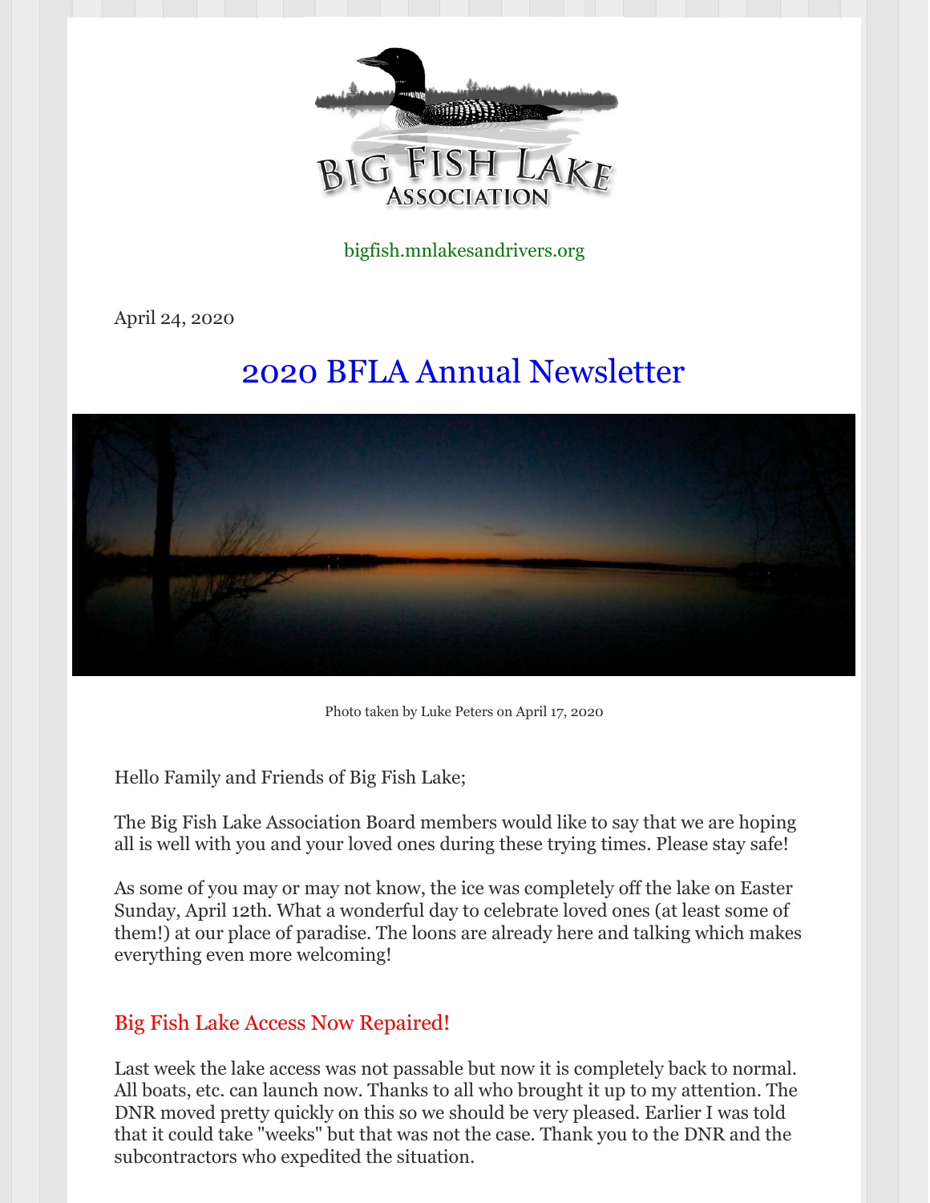BIG FISH LAKE ASSOCIATION

bigfish.mnlakesandrivers.org

April 24, 2020

# 2020 BFLA Annual Newsletter

Photo taken by Luke Peters on April 17, 2020

Hello Family and Friends of Big Fish Lake;

The Big Fish Lake Association Board members would like to say that we are hoping all is well with you and your loved ones during these trying times. Please stay safe!

As some of you may or may not know, the ice was completely off the lake on Easter Sunday, April 12th. What a wonderful day to celebrate loved ones (at least some of them!) at our place of paradise. The loons are already here and talking which makes everything even more welcoming!

## Big Fish Lake Access Now Repaired!

Last week the lake access was not passable but now it is completely back to normal. All boats, etc. can launch now. Thanks to all who brought it up to my attention. The DNR moved pretty quickly on this so we should be very pleased. Earlier I was told that it could take "weeks" but that was not the case. Thank you to the DNR and the subcontractors who expedited the situation.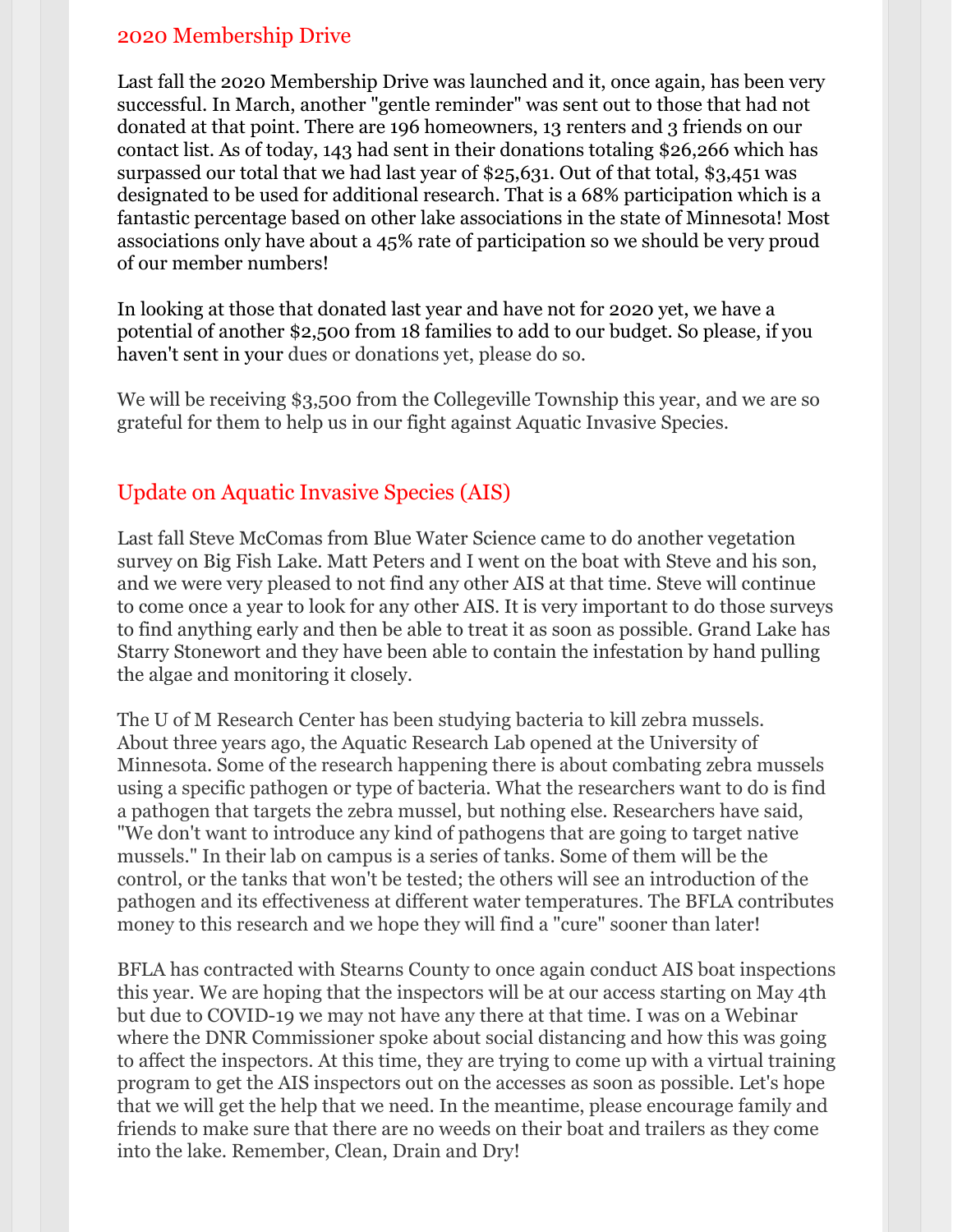## 2020 Membership Drive

Last fall the 2020 Membership Drive was launched and it, once again, has been very successful. In March, another "gentle reminder" was sent out to those that had not donated at that point. There are 196 homeowners, 13 renters and 3 friends on our contact list. As of today, 143 had sent in their donations totaling $26,266 which has surpassed our total that we had last year of $25,631. Out of that total, $3,451 was designated to be used for additional research. That is a 68% participation which is a fantastic percentage based on other lake associations in the state of Minnesota! Most associations only have about a 45% rate of participation so we should be very proud of our member numbers!

In looking at those that donated last year and have not for 2020 yet, we have a potential of another $2,500 from 18 families to add to our budget. So please, if you haven't sent in your dues or donations yet, please do so.

We will be receiving $3,500 from the Collegeville Township this year, and we are so grateful for them to help us in our fight against Aquatic Invasive Species.

## Update on Aquatic Invasive Species (AIS)

Last fall Steve McComas from Blue Water Science came to do another vegetation survey on Big Fish Lake. Matt Peters and I went on the boat with Steve and his son, and we were very pleased to not find any other AIS at that time. Steve will continue to come once a year to look for any other AIS. It is very important to do those surveys to find anything early and then be able to treat it as soon as possible. Grand Lake has Starry Stonewort and they have been able to contain the infestation by hand pulling the algae and monitoring it closely.

The U of M Research Center has been studying bacteria to kill zebra mussels. About three years ago, the Aquatic Research Lab opened at the University of Minnesota. Some of the research happening there is about combating zebra mussels using a specific pathogen or type of bacteria. What the researchers want to do is find a pathogen that targets the zebra mussel, but nothing else. Researchers have said, "We don't want to introduce any kind of pathogens that are going to target native mussels." In their lab on campus is a series of tanks. Some of them will be the control, or the tanks that won't be tested; the others will see an introduction of the pathogen and its effectiveness at different water temperatures. The BFLA contributes money to this research and we hope they will find a "cure" sooner than later!

BFLA has contracted with Stearns County to once again conduct AIS boat inspections this year. We are hoping that the inspectors will be at our access starting on May 4th but due to COVID-19 we may not have any there at that time. I was on a Webinar where the DNR Commissioner spoke about social distancing and how this was going to affect the inspectors. At this time, they are trying to come up with a virtual training program to get the AIS inspectors out on the accesses as soon as possible. Let's hope that we will get the help that we need. In the meantime, please encourage family and friends to make sure that there are no weeds on their boat and trailers as they come into the lake. Remember, Clean, Drain and Dry!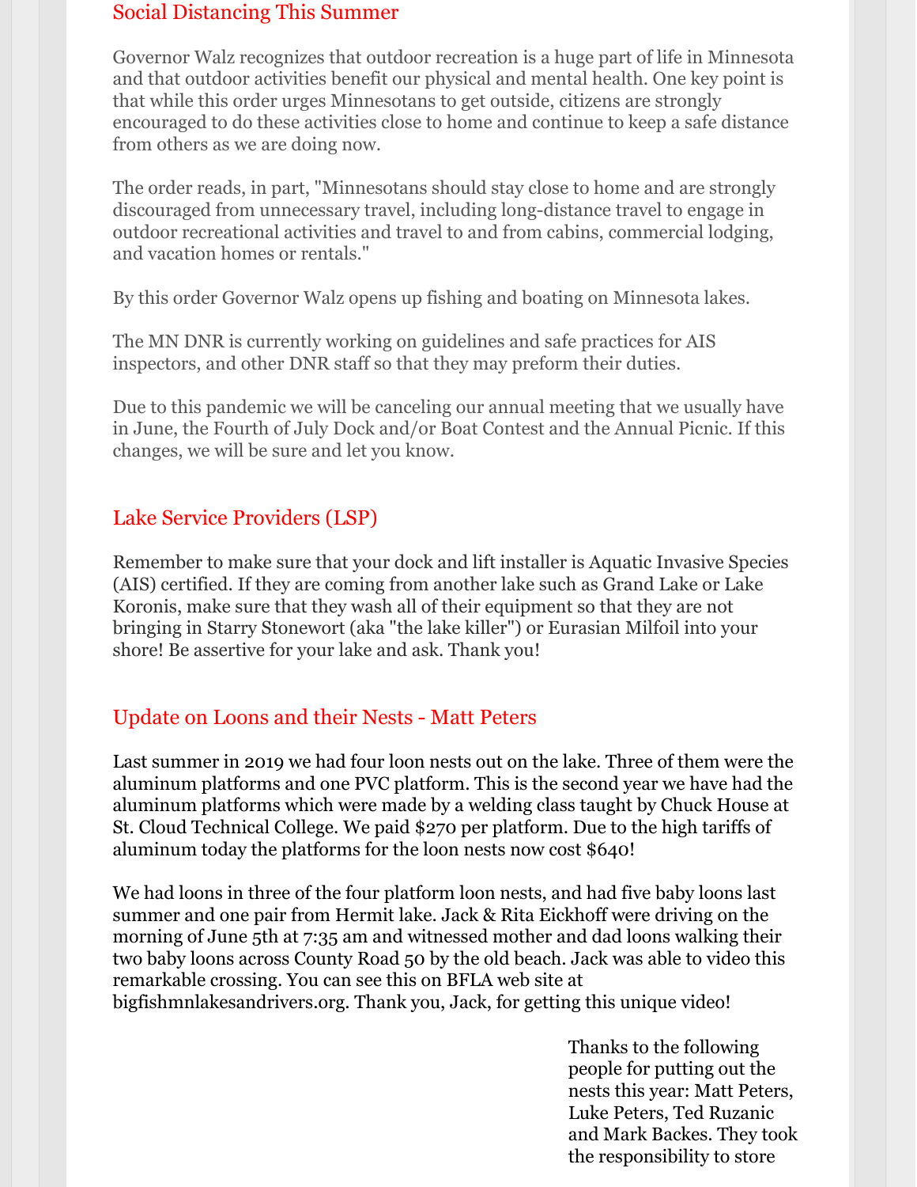## Social Distancing This Summer

Governor Walz recognizes that outdoor recreation is a huge part of life in Minnesota and that outdoor activities benefit our physical and mental health. One key point is that while this order urges Minnesotans to get outside, citizens are strongly encouraged to do these activities close to home and continue to keep a safe distance from others as we are doing now.

The order reads, in part, "Minnesotans should stay close to home and are strongly discouraged from unnecessary travel, including long-distance travel to engage in outdoor recreational activities and travel to and from cabins, commercial lodging, and vacation homes or rentals."

By this order Governor Walz opens up fishing and boating on Minnesota lakes.

The MN DNR is currently working on guidelines and safe practices for AIS inspectors, and other DNR staff so that they may preform their duties.

Due to this pandemic we will be canceling our annual meeting that we usually have in June, the Fourth of July Dock and/or Boat Contest and the Annual Picnic. If this changes, we will be sure and let you know.

## Lake Service Providers (LSP)

Remember to make sure that your dock and lift installer is Aquatic Invasive Species (AIS) certified. If they are coming from another lake such as Grand Lake or Lake Koronis, make sure that they wash all of their equipment so that they are not bringing in Starry Stonewort (aka "the lake killer") or Eurasian Milfoil into your shore! Be assertive for your lake and ask. Thank you!

## Update on Loons and their Nests - Matt Peters

Last summer in 2019 we had four loon nests out on the lake. Three of them were the aluminum platforms and one PVC platform. This is the second year we have had the aluminum platforms which were made by a welding class taught by Chuck House at St. Cloud Technical College. We paid $270 per platform. Due to the high tariffs of aluminum today the platforms for the loon nests now cost $640!

We had loons in three of the four platform loon nests, and had five baby loons last summer and one pair from Hermit lake. Jack & Rita Eickhoff were driving on the morning of June 5th at 7:35 am and witnessed mother and dad loons walking their two baby loons across County Road 50 by the old beach. Jack was able to video this remarkable crossing. You can see this on BFLA web site at bigfishmnlakesandrivers.org. Thank you, Jack, for getting this unique video!

Thanks to the following people for putting out the nests this year: Matt Peters, Luke Peters, Ted Ruzanic and Mark Backes. They took the responsibility to store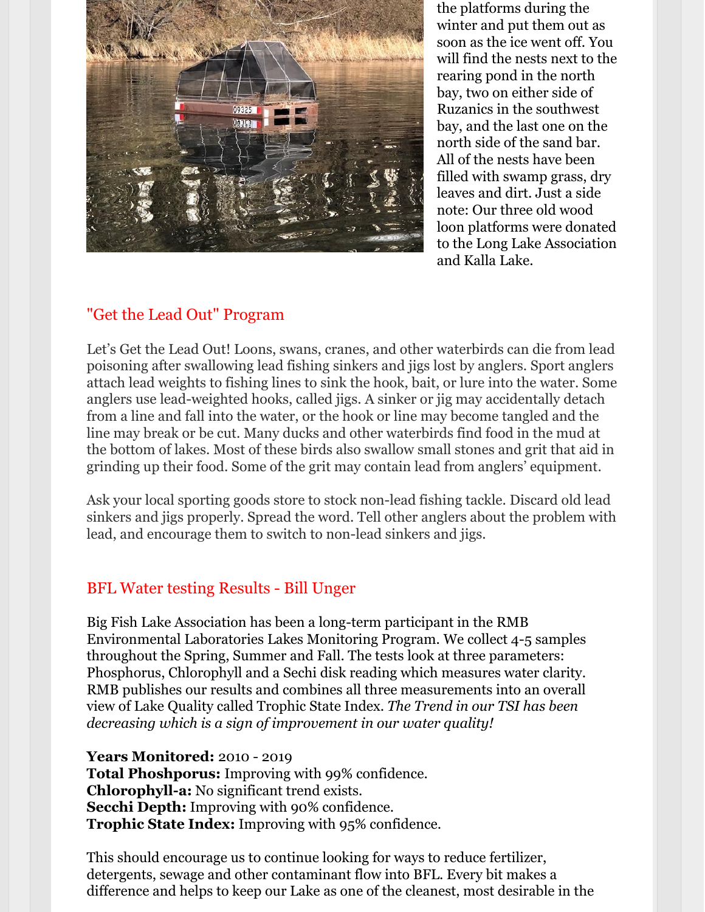the platforms during the winter and put them out as soon as the ice went off. You will find the nests next to the rearing pond in the north bay, two on either side of Ruzanics in the southwest bay, and the last one on the north side of the sand bar. All of the nests have been filled with swamp grass, dry leaves and dirt. Just a side note: Our three old wood loon platforms were donated to the Long Lake Association and Kalla Lake.

## "Get the Lead Out" Program

Let's Get the Lead Out! Loons, swans, cranes, and other waterbirds can die from lead poisoning after swallowing lead fishing sinkers and jigs lost by anglers. Sport anglers attach lead weights to fishing lines to sink the hook, bait, or lure into the water. Some anglers use lead-weighted hooks, called jigs. A sinker or jig may accidentally detach from a line and fall into the water, or the hook or line may become tangled and the line may break or be cut. Many ducks and other waterbirds find food in the mud at the bottom of lakes. Most of these birds also swallow small stones and grit that aid in grinding up their food. Some of the grit may contain lead from anglers' equipment.

Ask your local sporting goods store to stock non-lead fishing tackle. Discard old lead sinkers and jigs properly. Spread the word. Tell other anglers about the problem with lead, and encourage them to switch to non-lead sinkers and jigs.

## BFL Water testing Results - Bill Unger

Big Fish Lake Association has been a long-term participant in the RMB Environmental Laboratories Lakes Monitoring Program. We collect 4-5 samples throughout the Spring, Summer and Fall. The tests look at three parameters: Phosphorus, Chlorophyll and a Sechi disk reading which measures water clarity. RMB publishes our results and combines all three measurements into an overall view of Lake Quality called Trophic State Index. *The Trend in our TSI has been decreasing which is a sign of improvement in our water quality!*

**Years Monitored:** 2010 - 2019
**Total Phosporus:** Improving with 99% confidence.
**Chlorophyll-a:** No significant trend exists.
**Secchi Depth:** Improving with 90% confidence.
**Trophic State Index:** Improving with 95% confidence.

This should encourage us to continue looking for ways to reduce fertilizer, detergents, sewage and other contaminant flow into BFL. Every bit makes a difference and helps to keep our Lake as one of the cleanest, most desirable in the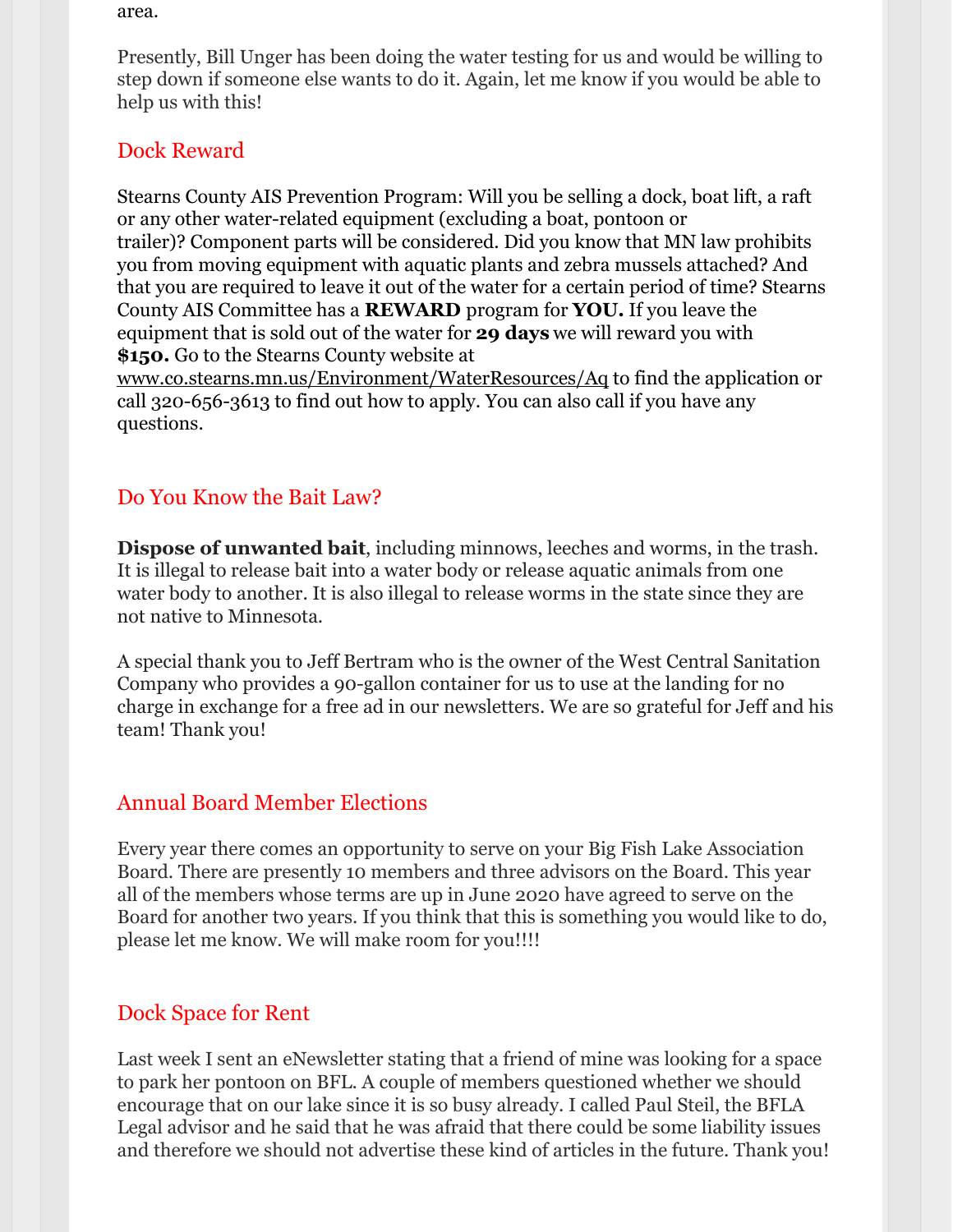area.

Presently, Bill Unger has been doing the water testing for us and would be willing to step down if someone else wants to do it. Again, let me know if you would be able to help us with this!

## Dock Reward

Stearns County AIS Prevention Program: Will you be selling a dock, boat lift, a raft or any other water-related equipment (excluding a boat, pontoon or trailer)? Component parts will be considered. Did you know that MN law prohibits you from moving equipment with aquatic plants and zebra mussels attached? And that you are required to leave it out of the water for a certain period of time? Stearns County AIS Committee has a **REWARD** program for **YOU.** If you leave the equipment that is sold out of the water for **29 days** we will reward you with **$150.** Go to the Stearns County website at www.co.stearns.mn.us/Environment/WaterResources/Aq to find the application or call 320-656-3613 to find out how to apply. You can also call if you have any questions.

## Do You Know the Bait Law?

**Dispose of unwanted bait**, including minnows, leeches and worms, in the trash. It is illegal to release bait into a water body or release aquatic animals from one water body to another. It is also illegal to release worms in the state since they are not native to Minnesota.

A special thank you to Jeff Bertram who is the owner of the West Central Sanitation Company who provides a 90-gallon container for us to use at the landing for no charge in exchange for a free ad in our newsletters. We are so grateful for Jeff and his team! Thank you!

## Annual Board Member Elections

Every year there comes an opportunity to serve on your Big Fish Lake Association Board. There are presently 10 members and three advisors on the Board. This year all of the members whose terms are up in June 2020 have agreed to serve on the Board for another two years. If you think that this is something you would like to do, please let me know. We will make room for you!!!!

## Dock Space for Rent

Last week I sent an eNewsletter stating that a friend of mine was looking for a space to park her pontoon on BFL. A couple of members questioned whether we should encourage that on our lake since it is so busy already. I called Paul Steil, the BFLA Legal advisor and he said that he was afraid that there could be some liability issues and therefore we should not advertise these kind of articles in the future. Thank you!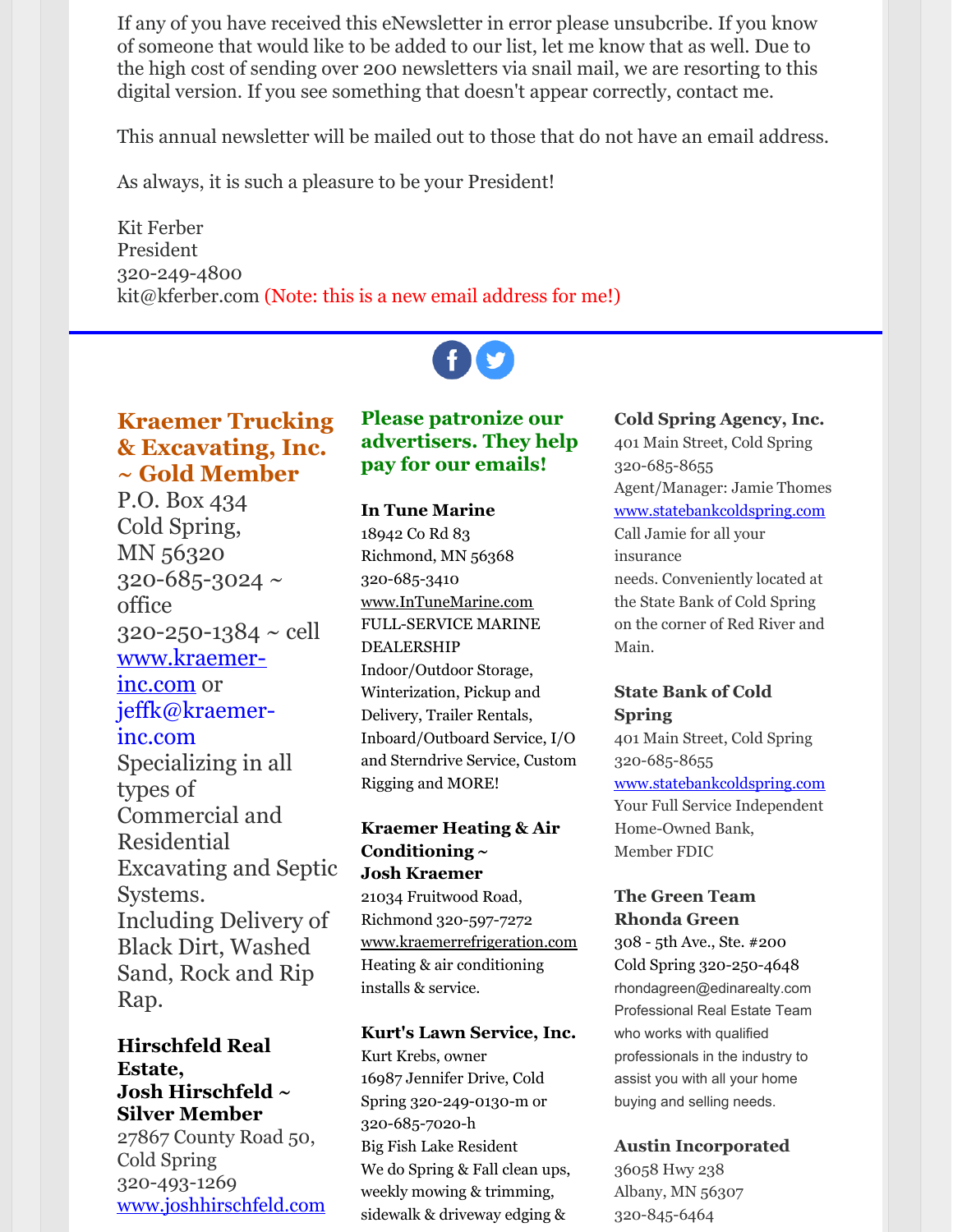If any of you have received this eNewsletter in error please unsubcribe. If you know of someone that would like to be added to our list, let me know that as well. Due to the high cost of sending over 200 newsletters via snail mail, we are resorting to this digital version. If you see something that doesn't appear correctly, contact me.

This annual newsletter will be mailed out to those that do not have an email address.

As always, it is such a pleasure to be your President!

Kit Ferber
President
320-249-4800
kit@kferber.com (Note: this is a new email address for me!)

---

## Kraemer Trucking & Excavating, Inc. ~ Gold Member

P.O. Box 434
Cold Spring,
MN 56320
320-685-3024 ~ office
320-250-1384 ~ cell
www.kraemer-inc.com or jeffk@kraemer-inc.com
Specializing in all types of Commercial and Residential Excavating and Septic Systems.
Including Delivery of Black Dirt, Washed Sand, Rock and Rip Rap.

**Hirschfeld Real Estate,**
**Josh Hirschfeld ~ Silver Member**
27867 County Road 50, Cold Spring
320-493-1269
www.joshhirschfeld.com

## Please patronize our advertisers. They help pay for our emails!

**In Tune Marine**
18942 Co Rd 83
Richmond, MN 56368
320-685-3410
www.InTuneMarine.com
FULL-SERVICE MARINE DEALERSHIP
Indoor/Outdoor Storage, Winterization, Pickup and Delivery, Trailer Rentals, Inboard/Outboard Service, I/O and Sterndrive Service, Custom Rigging and MORE!

**Kraemer Heating & Air Conditioning ~ Josh Kraemer**
21034 Fruitwood Road, Richmond 320-597-7272
www.kraemerrefrigeration.com
Heating & air conditioning installs & service.

**Kurt's Lawn Service, Inc.**
Kurt Krebs, owner
16987 Jennifer Drive, Cold Spring 320-249-0130-m or 320-685-7020-h
Big Fish Lake Resident
We do Spring & Fall clean ups, weekly mowing & trimming, sidewalk & driveway edging &

**Cold Spring Agency, Inc.**
401 Main Street, Cold Spring
320-685-8655
Agent/Manager: Jamie Thomes
www.statebankcoldspring.com
Call Jamie for all your insurance needs. Conveniently located at the State Bank of Cold Spring on the corner of Red River and Main.

**State Bank of Cold Spring**
401 Main Street, Cold Spring
320-685-8655
www.statebankcoldspring.com
Your Full Service Independent Home-Owned Bank, Member FDIC

**The Green Team**
**Rhonda Green**
308 - 5th Ave., Ste. #200
Cold Spring 320-250-4648
rhondagreen@edinarealty.com
Professional Real Estate Team who works with qualified professionals in the industry to assist you with all your home buying and selling needs.

**Austin Incorporated**
36058 Hwy 238
Albany, MN 56307
320-845-6464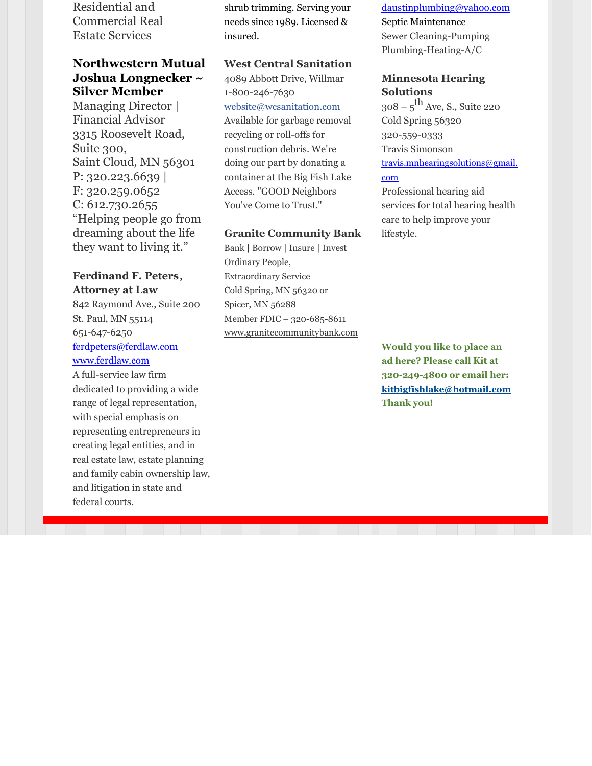Residential and Commercial Real Estate Services

**Northwestern Mutual Joshua Longnecker ~ Silver Member**

Managing Director | Financial Advisor
3315 Roosevelt Road, Suite 300,
Saint Cloud, MN 56301
P: 320.223.6639 |
F: 320.259.0652
C: 612.730.2655
"Helping people go from dreaming about the life they want to living it."

**Ferdinand F. Peters, Attorney at Law**

842 Raymond Ave., Suite 200
St. Paul, MN 55114
651-647-6250
ferdpeters@ferdlaw.com
www.ferdlaw.com
A full-service law firm dedicated to providing a wide range of legal representation, with special emphasis on representing entrepreneurs in creating legal entities, and in real estate law, estate planning and family cabin ownership law, and litigation in state and federal courts.

shrub trimming. Serving your needs since 1989. Licensed & insured.

**West Central Sanitation**

4089 Abbott Drive, Willmar
1-800-246-7630
website@wcsanitation.com
Available for garbage removal recycling or roll-offs for construction debris. We're doing our part by donating a container at the Big Fish Lake Access. "GOOD Neighbors You've Come to Trust."

**Granite Community Bank**

Bank | Borrow | Insure | Invest
Ordinary People,
Extraordinary Service
Cold Spring, MN 56320 or
Spicer, MN 56288
Member FDIC – 320-685-8611
www.granitecommunitybank.com

daustinplumbing@yahoo.com
Septic Maintenance
Sewer Cleaning-Pumping
Plumbing-Heating-A/C

**Minnesota Hearing Solutions**

308 – 5th Ave, S., Suite 220
Cold Spring 56320
320-559-0333
Travis Simonson
travis.mnhearingsolutions@gmail.com
Professional hearing aid services for total hearing health care to help improve your lifestyle.

**Would you like to place an ad here? Please call Kit at 320-249-4800 or email her: kitbigfishlake@hotmail.com Thank you!**